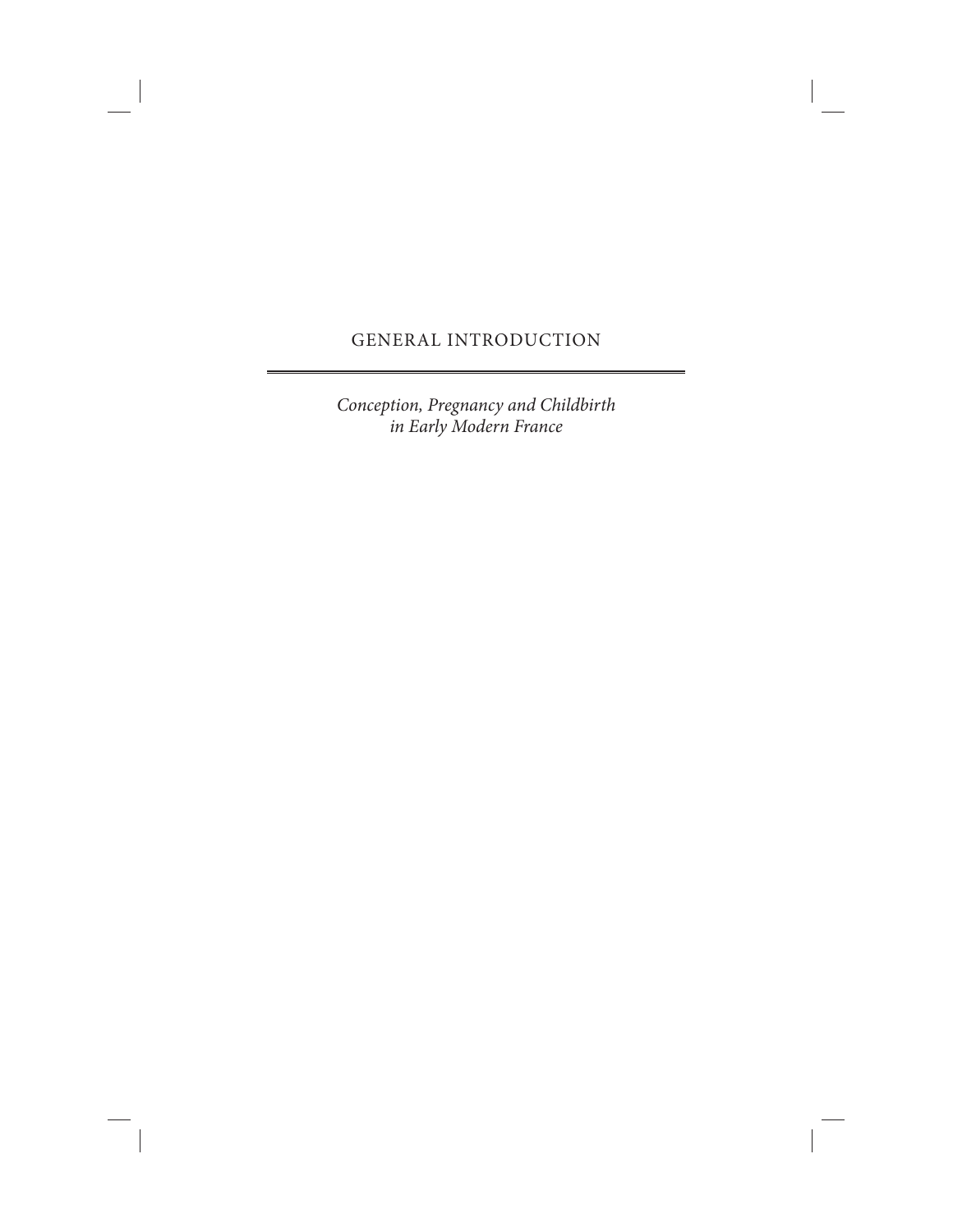# GENERAL INTRODUCTION

*Conception, Pregnancy and Childbirth in Early Modern France*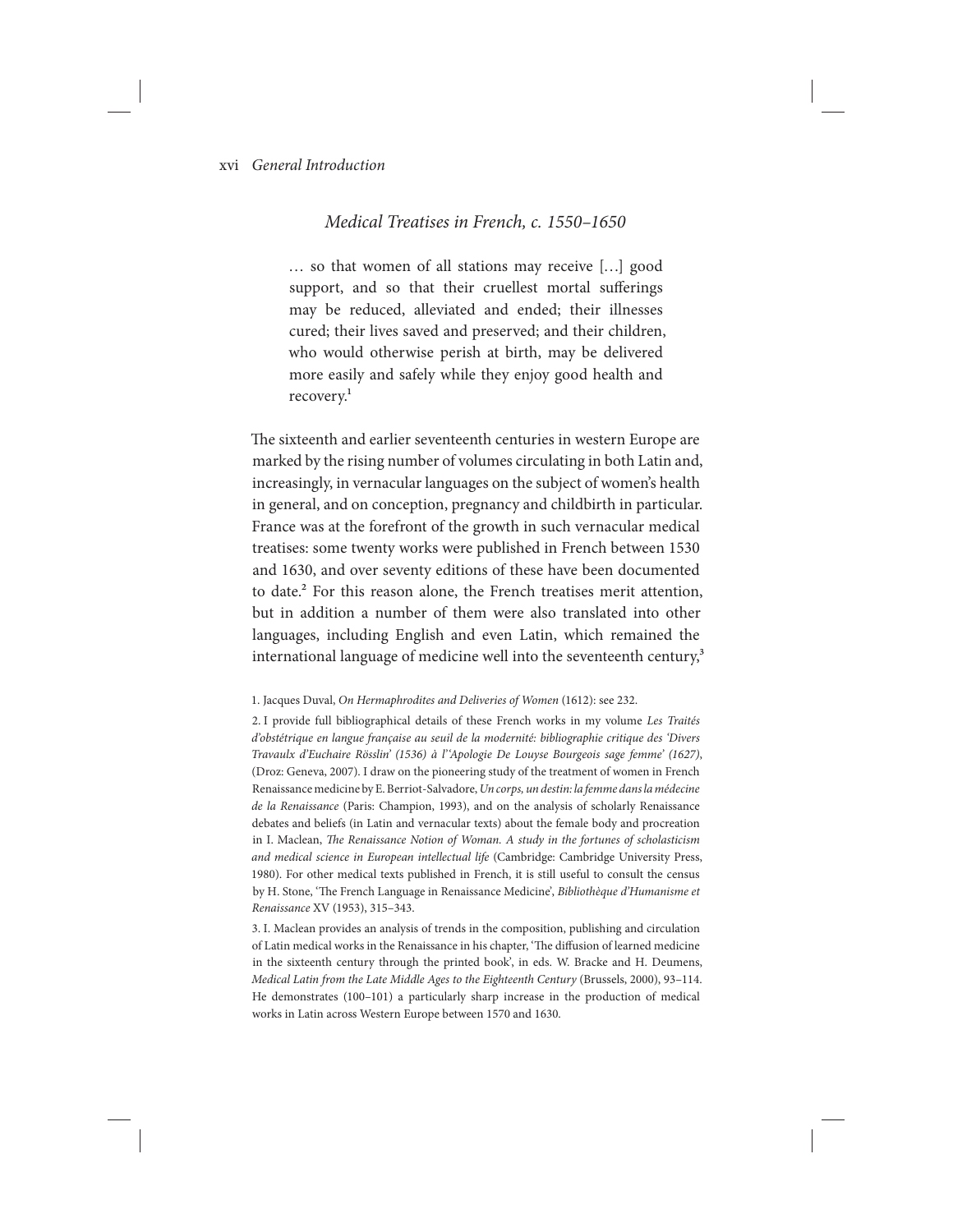## *Medical Treatises in French, c. 1550–1650*

> … so that women of all stations may receive […] good support, and so that their cruellest mortal sufferings may be reduced, alleviated and ended; their illnesses cured; their lives saved and preserved; and their children, who would otherwise perish at birth, may be delivered more easily and safely while they enjoy good health and recovery.[1]

The sixteenth and earlier seventeenth centuries in western Europe are marked by the rising number of volumes circulating in both Latin and, increasingly, in vernacular languages on the subject of women's health in general, and on conception, pregnancy and childbirth in particular. France was at the forefront of the growth in such vernacular medical treatises: some twenty works were published in French between 1530 and 1630, and over seventy editions of these have been documented to date.[2] For this reason alone, the French treatises merit attention, but in addition a number of them were also translated into other languages, including English and even Latin, which remained the international language of medicine well into the seventeenth century,[3]

1. Jacques Duval, *On Hermaphrodites and Deliveries of Women* (1612): see 232.

2. I provide full bibliographical details of these French works in my volume *Les Traités d'obstétrique en langue française au seuil de la modernité: bibliographie critique des 'Divers Travaulx d'Euchaire Rösslin' (1536) à l''Apologie De Louyse Bourgeois sage femme' (1627)*, (Droz: Geneva, 2007). I draw on the pioneering study of the treatment of women in French Renaissance medicine by E. Berriot-Salvadore, *Un corps, un destin: la femme dans la médecine de la Renaissance* (Paris: Champion, 1993), and on the analysis of scholarly Renaissance debates and beliefs (in Latin and vernacular texts) about the female body and procreation in I. Maclean, *The Renaissance Notion of Woman. A study in the fortunes of scholasticism and medical science in European intellectual life* (Cambridge: Cambridge University Press, 1980). For other medical texts published in French, it is still useful to consult the census by H. Stone, 'The French Language in Renaissance Medicine', *Bibliothèque d'Humanisme et Renaissance* XV (1953), 315–343.

3. I. Maclean provides an analysis of trends in the composition, publishing and circulation of Latin medical works in the Renaissance in his chapter, 'The diffusion of learned medicine in the sixteenth century through the printed book', in eds. W. Bracke and H. Deumens, *Medical Latin from the Late Middle Ages to the Eighteenth Century* (Brussels, 2000), 93–114. He demonstrates (100–101) a particularly sharp increase in the production of medical works in Latin across Western Europe between 1570 and 1630.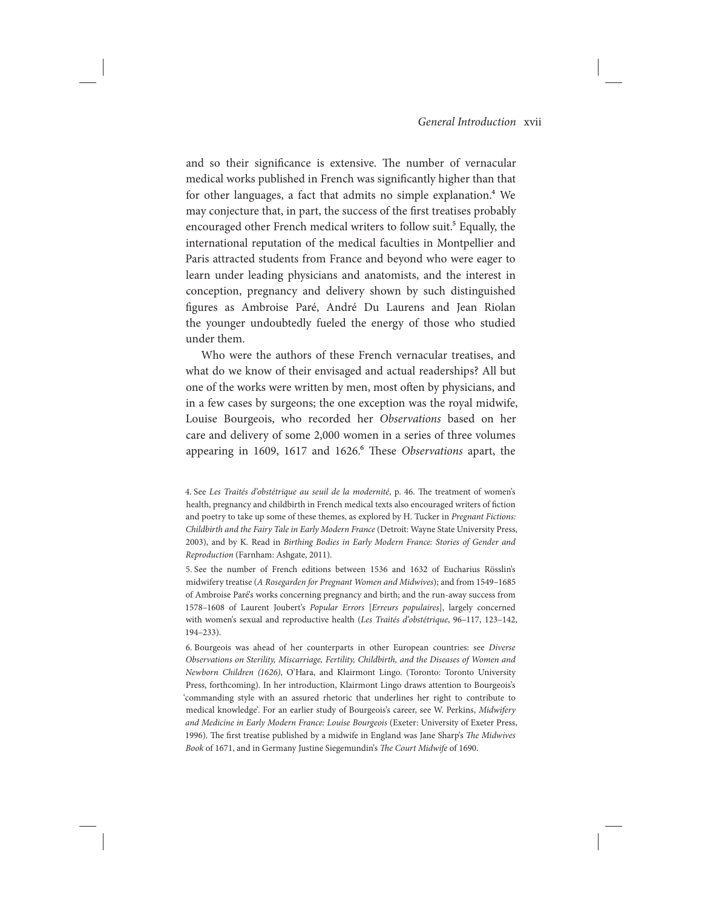and so their significance is extensive. The number of vernacular medical works published in French was significantly higher than that for other languages, a fact that admits no simple explanation.[4] We may conjecture that, in part, the success of the first treatises probably encouraged other French medical writers to follow suit.[5] Equally, the international reputation of the medical faculties in Montpellier and Paris attracted students from France and beyond who were eager to learn under leading physicians and anatomists, and the interest in conception, pregnancy and delivery shown by such distinguished figures as Ambroise Paré, André Du Laurens and Jean Riolan the younger undoubtedly fueled the energy of those who studied under them.

Who were the authors of these French vernacular treatises, and what do we know of their envisaged and actual readerships? All but one of the works were written by men, most often by physicians, and in a few cases by surgeons; the one exception was the royal midwife, Louise Bourgeois, who recorded her *Observations* based on her care and delivery of some 2,000 women in a series of three volumes appearing in 1609, 1617 and 1626.[6] These *Observations* apart, the

4. See *Les Traités d'obstétrique au seuil de la modernité*, p. 46. The treatment of women's health, pregnancy and childbirth in French medical texts also encouraged writers of fiction and poetry to take up some of these themes, as explored by H. Tucker in *Pregnant Fictions: Childbirth and the Fairy Tale in Early Modern France* (Detroit: Wayne State University Press, 2003), and by K. Read in *Birthing Bodies in Early Modern France: Stories of Gender and Reproduction* (Farnham: Ashgate, 2011).

5. See the number of French editions between 1536 and 1632 of Eucharius Rösslin's midwifery treatise (*A Rosegarden for Pregnant Women and Midwives*); and from 1549–1685 of Ambroise Paré's works concerning pregnancy and birth; and the run-away success from 1578–1608 of Laurent Joubert's *Popular Errors* [*Erreurs populaires*], largely concerned with women's sexual and reproductive health (*Les Traités d'obstétrique*, 96–117, 123–142, 194–233).

6. Bourgeois was ahead of her counterparts in other European countries: see *Diverse Observations on Sterility, Miscarriage, Fertility, Childbirth, and the Diseases of Women and Newborn Children (1626)*, O'Hara, and Klairmont Lingo. (Toronto: Toronto University Press, forthcoming). In her introduction, Klairmont Lingo draws attention to Bourgeois's 'commanding style with an assured rhetoric that underlines her right to contribute to medical knowledge'. For an earlier study of Bourgeois's career, see W. Perkins, *Midwifery and Medicine in Early Modern France: Louise Bourgeois* (Exeter: University of Exeter Press, 1996). The first treatise published by a midwife in England was Jane Sharp's *The Midwives Book* of 1671, and in Germany Justine Siegemundin's *The Court Midwife* of 1690.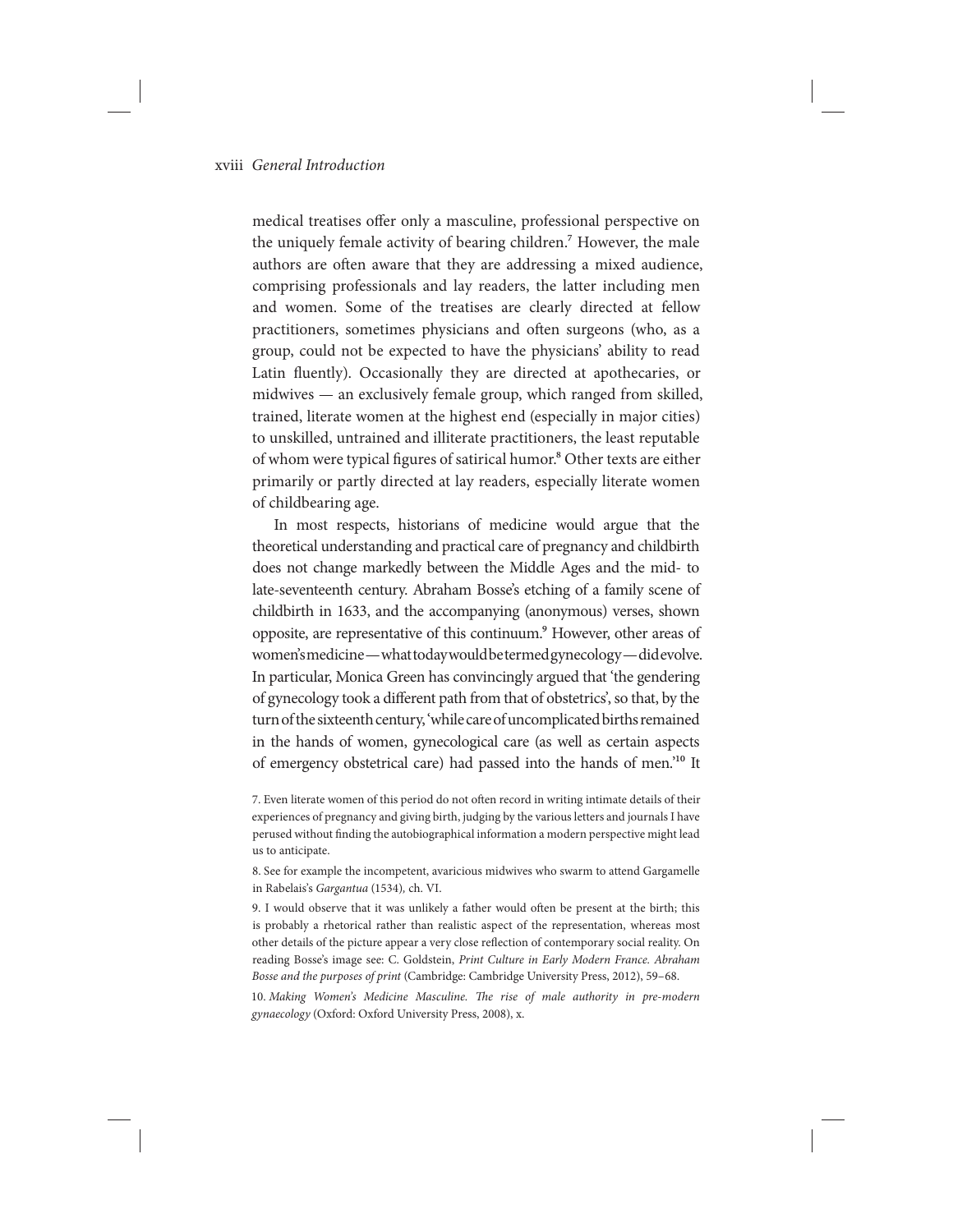medical treatises offer only a masculine, professional perspective on the uniquely female activity of bearing children.[7] However, the male authors are often aware that they are addressing a mixed audience, comprising professionals and lay readers, the latter including men and women. Some of the treatises are clearly directed at fellow practitioners, sometimes physicians and often surgeons (who, as a group, could not be expected to have the physicians' ability to read Latin fluently). Occasionally they are directed at apothecaries, or midwives — an exclusively female group, which ranged from skilled, trained, literate women at the highest end (especially in major cities) to unskilled, untrained and illiterate practitioners, the least reputable of whom were typical figures of satirical humor.[8] Other texts are either primarily or partly directed at lay readers, especially literate women of childbearing age.

In most respects, historians of medicine would argue that the theoretical understanding and practical care of pregnancy and childbirth does not change markedly between the Middle Ages and the mid- to late-seventeenth century. Abraham Bosse's etching of a family scene of childbirth in 1633, and the accompanying (anonymous) verses, shown opposite, are representative of this continuum.[9] However, other areas of women's medicine — what today would be termed gynecology — did evolve. In particular, Monica Green has convincingly argued that 'the gendering of gynecology took a different path from that of obstetrics', so that, by the turn of the sixteenth century, 'while care of uncomplicated births remained in the hands of women, gynecological care (as well as certain aspects of emergency obstetrical care) had passed into the hands of men.'[10] It

7. Even literate women of this period do not often record in writing intimate details of their experiences of pregnancy and giving birth, judging by the various letters and journals I have perused without finding the autobiographical information a modern perspective might lead us to anticipate.

8. See for example the incompetent, avaricious midwives who swarm to attend Gargamelle in Rabelais's *Gargantua* (1534), ch. VI.

9. I would observe that it was unlikely a father would often be present at the birth; this is probably a rhetorical rather than realistic aspect of the representation, whereas most other details of the picture appear a very close reflection of contemporary social reality. On reading Bosse's image see: C. Goldstein, *Print Culture in Early Modern France. Abraham Bosse and the purposes of print* (Cambridge: Cambridge University Press, 2012), 59–68.

10. *Making Women's Medicine Masculine. The rise of male authority in pre-modern gynaecology* (Oxford: Oxford University Press, 2008), x.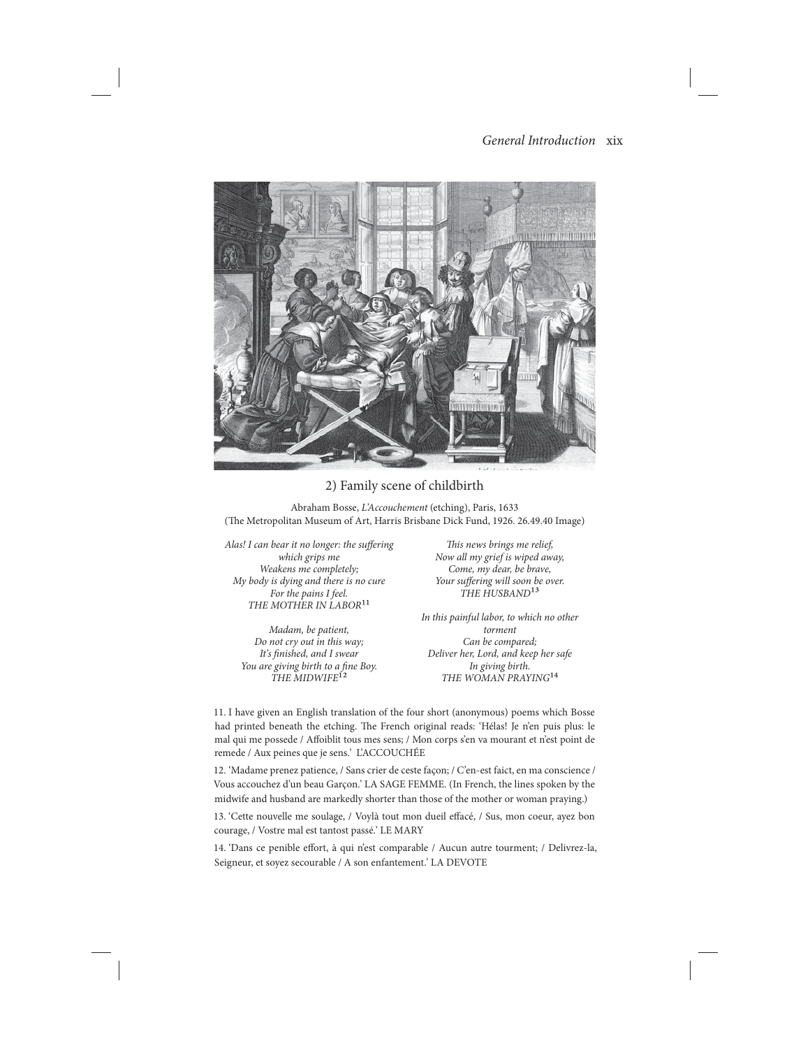2) Family scene of childbirth

Abraham Bosse, *L'Accouchement* (etching), Paris, 1633
(The Metropolitan Museum of Art, Harris Brisbane Dick Fund, 1926. 26.49.40 Image)

*Alas! I can bear it no longer: the suffering which grips me*
*Weakens me completely;*
*My body is dying and there is no cure*
*For the pains I feel.*
*THE MOTHER IN LABOR*[11]

*Madam, be patient,*
*Do not cry out in this way;*
*It's finished, and I swear*
*You are giving birth to a fine Boy.*
*THE MIDWIFE*[12]

*This news brings me relief,*
*Now all my grief is wiped away,*
*Come, my dear, be brave,*
*Your suffering will soon be over.*
*THE HUSBAND*[13]

*In this painful labor, to which no other torment*
*Can be compared;*
*Deliver her, Lord, and keep her safe*
*In giving birth.*
*THE WOMAN PRAYING*[14]

11. I have given an English translation of the four short (anonymous) poems which Bosse had printed beneath the etching. The French original reads: 'Hélas! Je n'en puis plus: le mal qui me possede / Affoiblit tous mes sens; / Mon corps s'en va mourant et n'est point de remede / Aux peines que je sens.' L'ACCOUCHÉE

12. 'Madame prenez patience, / Sans crier de ceste façon; / C'en-est faict, en ma conscience / Vous accouchez d'un beau Garçon.' LA SAGE FEMME. (In French, the lines spoken by the midwife and husband are markedly shorter than those of the mother or woman praying.)

13. 'Cette nouvelle me soulage, / Voylà tout mon dueil effacé, / Sus, mon coeur, ayez bon courage, / Vostre mal est tantost passé.' LE MARY

14. 'Dans ce penible effort, à qui n'est comparable / Aucun autre tourment; / Delivrez-la, Seigneur, et soyez secourable / A son enfantement.' LA DEVOTE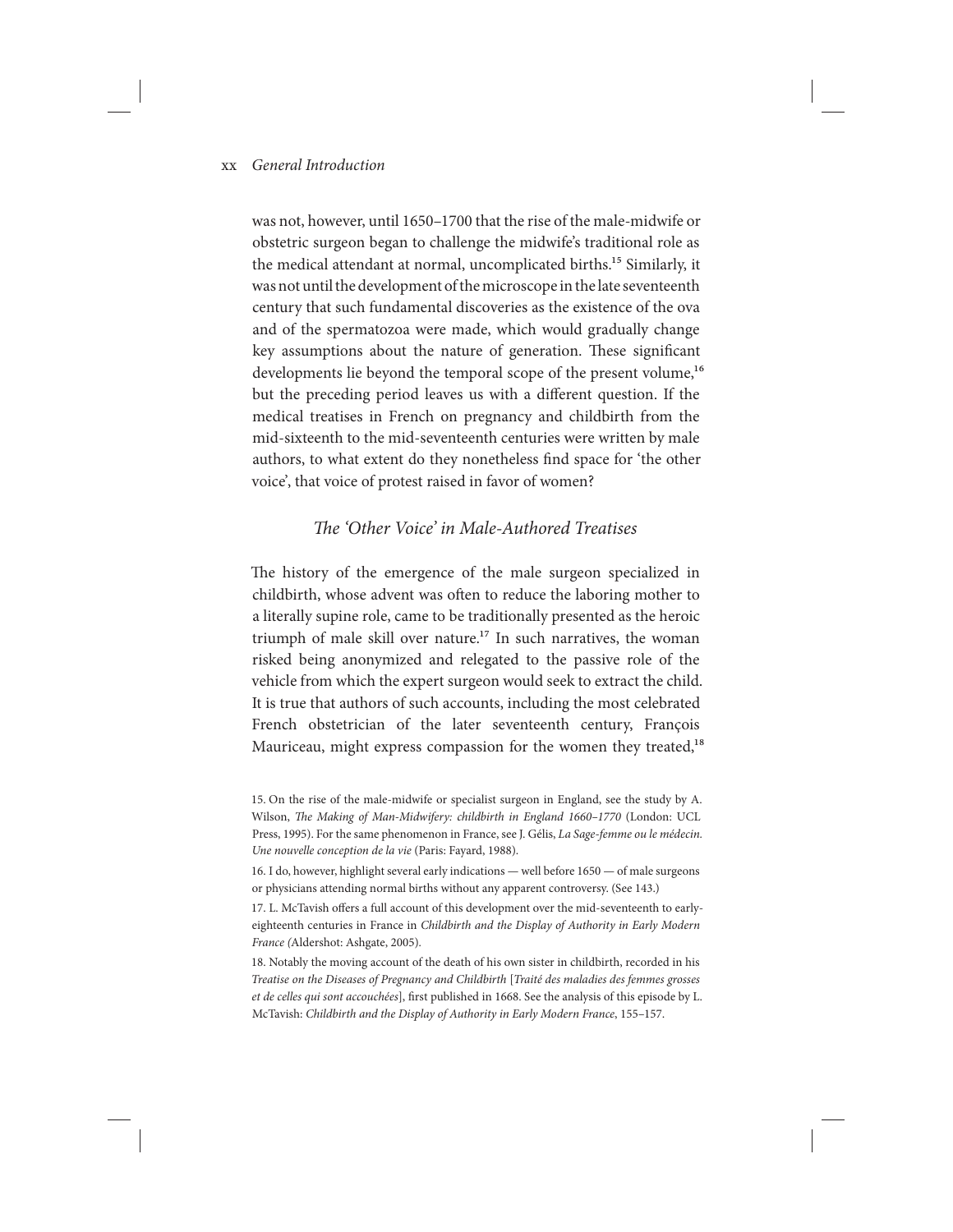was not, however, until 1650–1700 that the rise of the male-midwife or obstetric surgeon began to challenge the midwife's traditional role as the medical attendant at normal, uncomplicated births.[15] Similarly, it was not until the development of the microscope in the late seventeenth century that such fundamental discoveries as the existence of the ova and of the spermatozoa were made, which would gradually change key assumptions about the nature of generation. These significant developments lie beyond the temporal scope of the present volume,[16] but the preceding period leaves us with a different question. If the medical treatises in French on pregnancy and childbirth from the mid-sixteenth to the mid-seventeenth centuries were written by male authors, to what extent do they nonetheless find space for 'the other voice', that voice of protest raised in favor of women?

## *The 'Other Voice' in Male-Authored Treatises*

The history of the emergence of the male surgeon specialized in childbirth, whose advent was often to reduce the laboring mother to a literally supine role, came to be traditionally presented as the heroic triumph of male skill over nature.[17] In such narratives, the woman risked being anonymized and relegated to the passive role of the vehicle from which the expert surgeon would seek to extract the child. It is true that authors of such accounts, including the most celebrated French obstetrician of the later seventeenth century, François Mauriceau, might express compassion for the women they treated,[18]

15. On the rise of the male-midwife or specialist surgeon in England, see the study by A. Wilson, *The Making of Man-Midwifery: childbirth in England 1660–1770* (London: UCL Press, 1995). For the same phenomenon in France, see J. Gélis, *La Sage-femme ou le médecin. Une nouvelle conception de la vie* (Paris: Fayard, 1988).

16. I do, however, highlight several early indications — well before 1650 — of male surgeons or physicians attending normal births without any apparent controversy. (See 143.)

17. L. McTavish offers a full account of this development over the mid-seventeenth to early-eighteenth centuries in France in *Childbirth and the Display of Authority in Early Modern France (*Aldershot: Ashgate, 2005).

18. Notably the moving account of the death of his own sister in childbirth, recorded in his *Treatise on the Diseases of Pregnancy and Childbirth* [*Traité des maladies des femmes grosses et de celles qui sont accouchées*], first published in 1668. See the analysis of this episode by L. McTavish: *Childbirth and the Display of Authority in Early Modern France*, 155–157.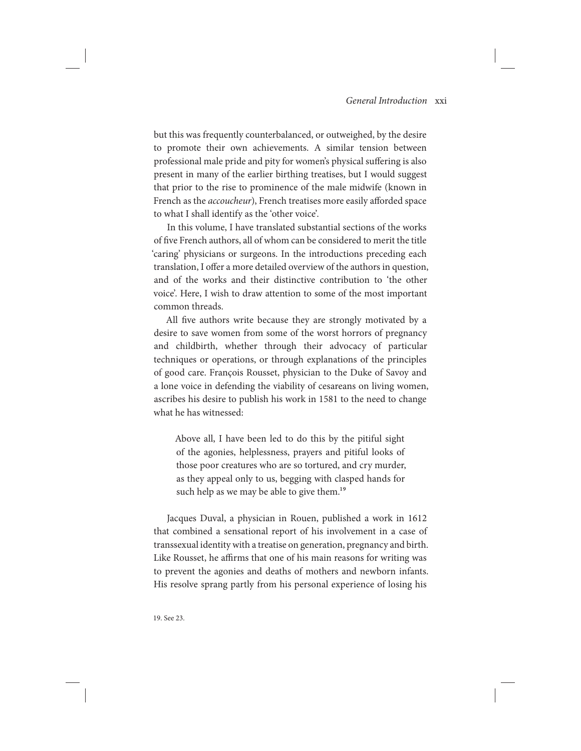but this was frequently counterbalanced, or outweighed, by the desire to promote their own achievements. A similar tension between professional male pride and pity for women's physical suffering is also present in many of the earlier birthing treatises, but I would suggest that prior to the rise to prominence of the male midwife (known in French as the *accoucheur*), French treatises more easily afforded space to what I shall identify as the 'other voice'.

In this volume, I have translated substantial sections of the works of five French authors, all of whom can be considered to merit the title 'caring' physicians or surgeons. In the introductions preceding each translation, I offer a more detailed overview of the authors in question, and of the works and their distinctive contribution to 'the other voice'. Here, I wish to draw attention to some of the most important common threads.

All five authors write because they are strongly motivated by a desire to save women from some of the worst horrors of pregnancy and childbirth, whether through their advocacy of particular techniques or operations, or through explanations of the principles of good care. François Rousset, physician to the Duke of Savoy and a lone voice in defending the viability of cesareans on living women, ascribes his desire to publish his work in 1581 to the need to change what he has witnessed:

> Above all, I have been led to do this by the pitiful sight of the agonies, helplessness, prayers and pitiful looks of those poor creatures who are so tortured, and cry murder, as they appeal only to us, begging with clasped hands for such help as we may be able to give them.[19]

Jacques Duval, a physician in Rouen, published a work in 1612 that combined a sensational report of his involvement in a case of transsexual identity with a treatise on generation, pregnancy and birth. Like Rousset, he affirms that one of his main reasons for writing was to prevent the agonies and deaths of mothers and newborn infants. His resolve sprang partly from his personal experience of losing his

19. See 23.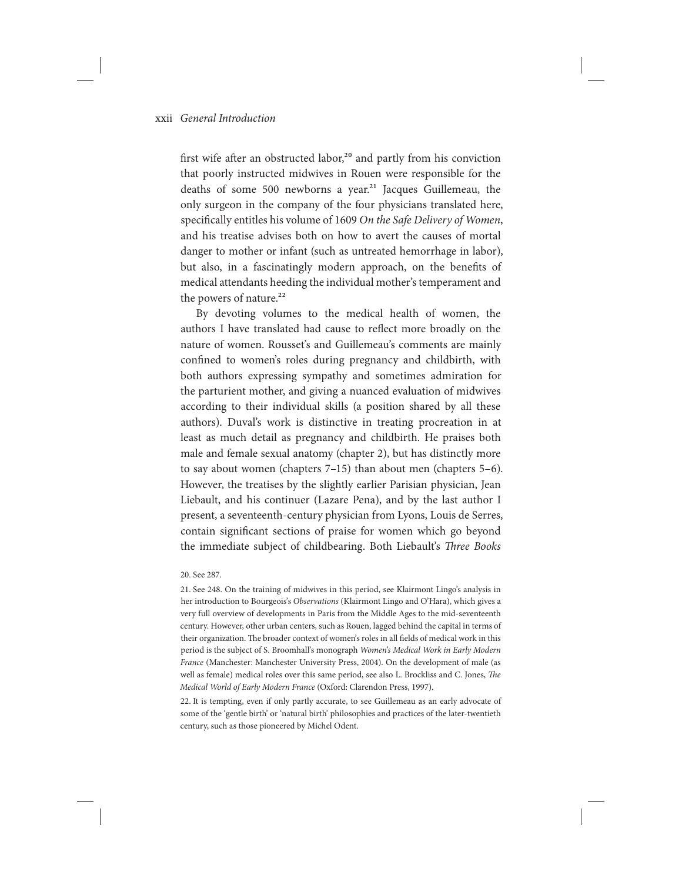first wife after an obstructed labor,[20] and partly from his conviction that poorly instructed midwives in Rouen were responsible for the deaths of some 500 newborns a year.[21] Jacques Guillemeau, the only surgeon in the company of the four physicians translated here, specifically entitles his volume of 1609 *On the Safe Delivery of Women*, and his treatise advises both on how to avert the causes of mortal danger to mother or infant (such as untreated hemorrhage in labor), but also, in a fascinatingly modern approach, on the benefits of medical attendants heeding the individual mother's temperament and the powers of nature.[22]

By devoting volumes to the medical health of women, the authors I have translated had cause to reflect more broadly on the nature of women. Rousset's and Guillemeau's comments are mainly confined to women's roles during pregnancy and childbirth, with both authors expressing sympathy and sometimes admiration for the parturient mother, and giving a nuanced evaluation of midwives according to their individual skills (a position shared by all these authors). Duval's work is distinctive in treating procreation in at least as much detail as pregnancy and childbirth. He praises both male and female sexual anatomy (chapter 2), but has distinctly more to say about women (chapters 7–15) than about men (chapters 5–6). However, the treatises by the slightly earlier Parisian physician, Jean Liebault, and his continuer (Lazare Pena), and by the last author I present, a seventeenth-century physician from Lyons, Louis de Serres, contain significant sections of praise for women which go beyond the immediate subject of childbearing. Both Liebault's *Three Books*

20. See 287.

21. See 248. On the training of midwives in this period, see Klairmont Lingo's analysis in her introduction to Bourgeois's *Observations* (Klairmont Lingo and O'Hara), which gives a very full overview of developments in Paris from the Middle Ages to the mid-seventeenth century. However, other urban centers, such as Rouen, lagged behind the capital in terms of their organization. The broader context of women's roles in all fields of medical work in this period is the subject of S. Broomhall's monograph *Women's Medical Work in Early Modern France* (Manchester: Manchester University Press, 2004). On the development of male (as well as female) medical roles over this same period, see also L. Brockliss and C. Jones, *The Medical World of Early Modern France* (Oxford: Clarendon Press, 1997).

22. It is tempting, even if only partly accurate, to see Guillemeau as an early advocate of some of the 'gentle birth' or 'natural birth' philosophies and practices of the later-twentieth century, such as those pioneered by Michel Odent.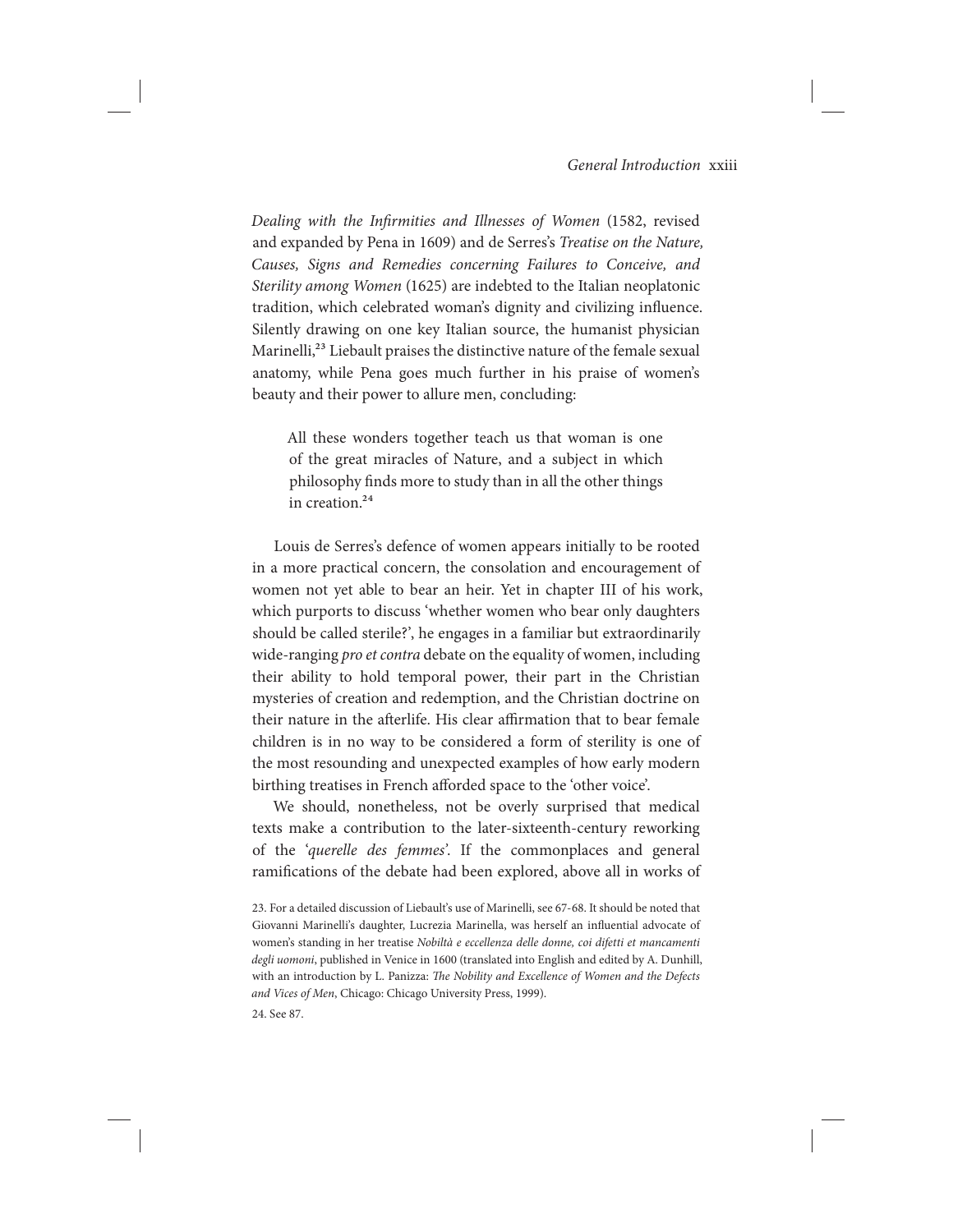*Dealing with the Infirmities and Illnesses of Women* (1582, revised and expanded by Pena in 1609) and de Serres's *Treatise on the Nature, Causes, Signs and Remedies concerning Failures to Conceive, and Sterility among Women* (1625) are indebted to the Italian neoplatonic tradition, which celebrated woman's dignity and civilizing influence. Silently drawing on one key Italian source, the humanist physician Marinelli,[23] Liebault praises the distinctive nature of the female sexual anatomy, while Pena goes much further in his praise of women's beauty and their power to allure men, concluding:

> All these wonders together teach us that woman is one of the great miracles of Nature, and a subject in which philosophy finds more to study than in all the other things in creation.[24]

Louis de Serres's defence of women appears initially to be rooted in a more practical concern, the consolation and encouragement of women not yet able to bear an heir. Yet in chapter III of his work, which purports to discuss 'whether women who bear only daughters should be called sterile?', he engages in a familiar but extraordinarily wide-ranging *pro et contra* debate on the equality of women, including their ability to hold temporal power, their part in the Christian mysteries of creation and redemption, and the Christian doctrine on their nature in the afterlife. His clear affirmation that to bear female children is in no way to be considered a form of sterility is one of the most resounding and unexpected examples of how early modern birthing treatises in French afforded space to the 'other voice'.

We should, nonetheless, not be overly surprised that medical texts make a contribution to the later-sixteenth-century reworking of the '*querelle des femmes*'. If the commonplaces and general ramifications of the debate had been explored, above all in works of

23. For a detailed discussion of Liebault's use of Marinelli, see 67-68. It should be noted that Giovanni Marinelli's daughter, Lucrezia Marinella, was herself an influential advocate of women's standing in her treatise *Nobiltà e eccellenza delle donne, coi difetti et mancamenti degli uomoni*, published in Venice in 1600 (translated into English and edited by A. Dunhill, with an introduction by L. Panizza: *The Nobility and Excellence of Women and the Defects and Vices of Men*, Chicago: Chicago University Press, 1999).

24. See 87.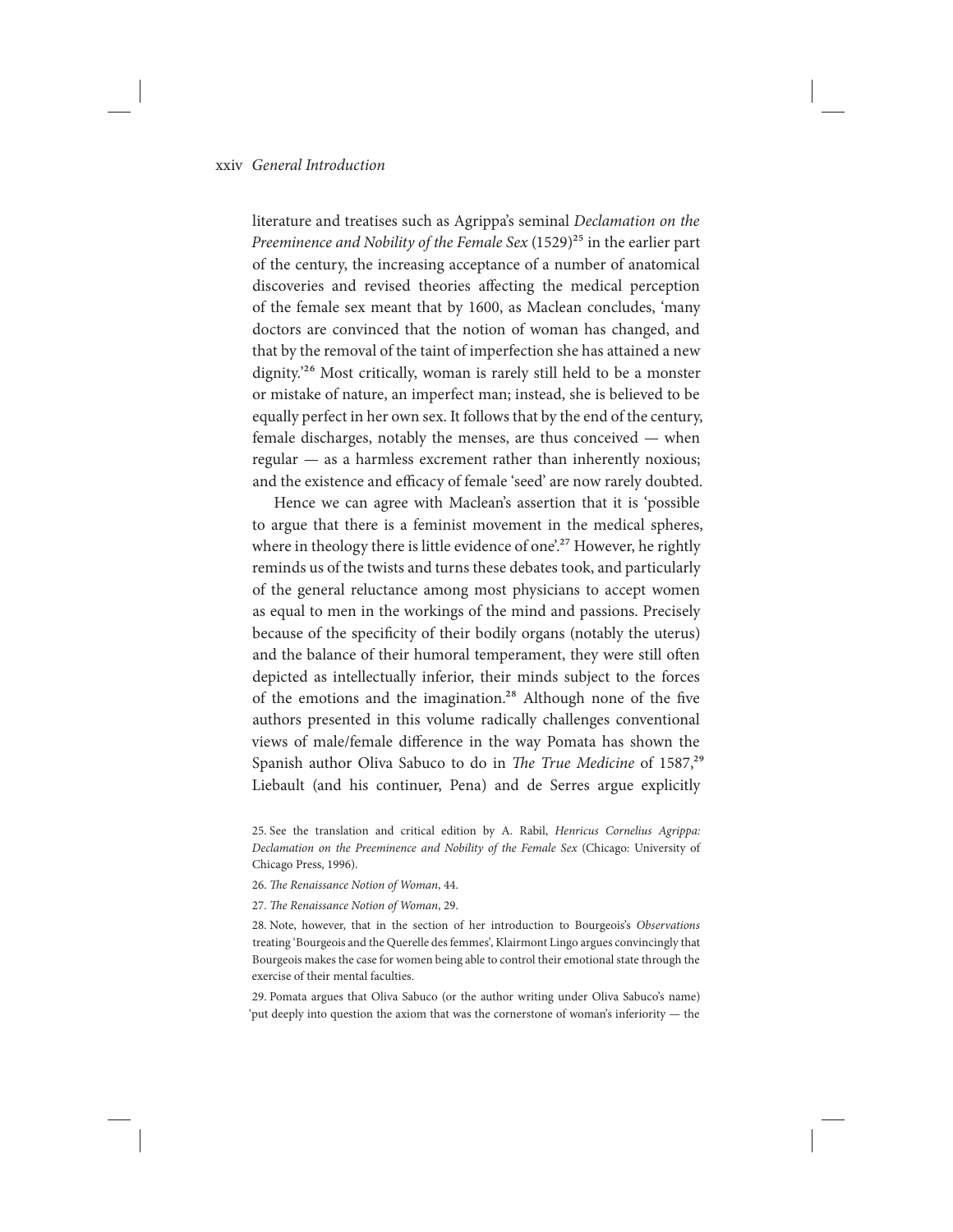literature and treatises such as Agrippa's seminal *Declamation on the Preeminence and Nobility of the Female Sex* (1529)[25] in the earlier part of the century, the increasing acceptance of a number of anatomical discoveries and revised theories affecting the medical perception of the female sex meant that by 1600, as Maclean concludes, 'many doctors are convinced that the notion of woman has changed, and that by the removal of the taint of imperfection she has attained a new dignity.'[26] Most critically, woman is rarely still held to be a monster or mistake of nature, an imperfect man; instead, she is believed to be equally perfect in her own sex. It follows that by the end of the century, female discharges, notably the menses, are thus conceived — when regular — as a harmless excrement rather than inherently noxious; and the existence and efficacy of female 'seed' are now rarely doubted.

Hence we can agree with Maclean's assertion that it is 'possible to argue that there is a feminist movement in the medical spheres, where in theology there is little evidence of one'.[27] However, he rightly reminds us of the twists and turns these debates took, and particularly of the general reluctance among most physicians to accept women as equal to men in the workings of the mind and passions. Precisely because of the specificity of their bodily organs (notably the uterus) and the balance of their humoral temperament, they were still often depicted as intellectually inferior, their minds subject to the forces of the emotions and the imagination.[28] Although none of the five authors presented in this volume radically challenges conventional views of male/female difference in the way Pomata has shown the Spanish author Oliva Sabuco to do in *The True Medicine* of 1587,[29] Liebault (and his continuer, Pena) and de Serres argue explicitly

25. See the translation and critical edition by A. Rabil, *Henricus Cornelius Agrippa: Declamation on the Preeminence and Nobility of the Female Sex* (Chicago: University of Chicago Press, 1996).

26. *The Renaissance Notion of Woman*, 44.

27. *The Renaissance Notion of Woman*, 29.

28. Note, however, that in the section of her introduction to Bourgeois's *Observations* treating 'Bourgeois and the Querelle des femmes', Klairmont Lingo argues convincingly that Bourgeois makes the case for women being able to control their emotional state through the exercise of their mental faculties.

29. Pomata argues that Oliva Sabuco (or the author writing under Oliva Sabuco's name) 'put deeply into question the axiom that was the cornerstone of woman's inferiority — the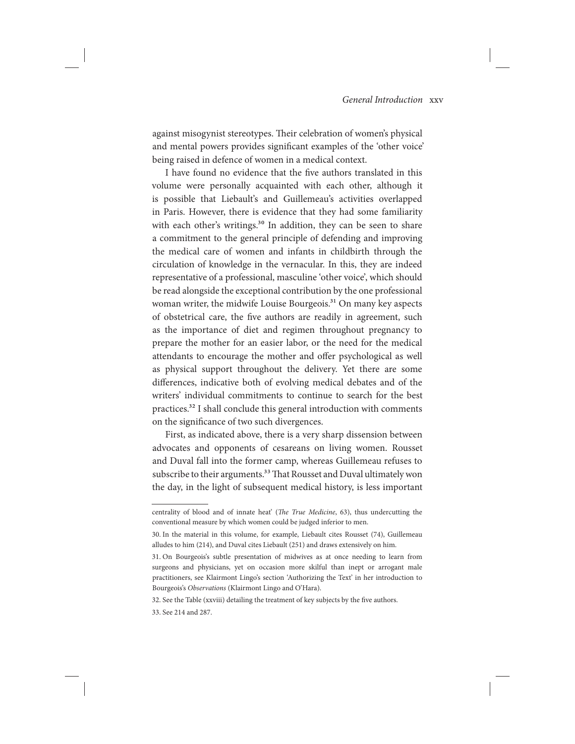against misogynist stereotypes. Their celebration of women's physical and mental powers provides significant examples of the 'other voice' being raised in defence of women in a medical context.

I have found no evidence that the five authors translated in this volume were personally acquainted with each other, although it is possible that Liebault's and Guillemeau's activities overlapped in Paris. However, there is evidence that they had some familiarity with each other's writings.[30] In addition, they can be seen to share a commitment to the general principle of defending and improving the medical care of women and infants in childbirth through the circulation of knowledge in the vernacular. In this, they are indeed representative of a professional, masculine 'other voice', which should be read alongside the exceptional contribution by the one professional woman writer, the midwife Louise Bourgeois.[31] On many key aspects of obstetrical care, the five authors are readily in agreement, such as the importance of diet and regimen throughout pregnancy to prepare the mother for an easier labor, or the need for the medical attendants to encourage the mother and offer psychological as well as physical support throughout the delivery. Yet there are some differences, indicative both of evolving medical debates and of the writers' individual commitments to continue to search for the best practices.[32] I shall conclude this general introduction with comments on the significance of two such divergences.

First, as indicated above, there is a very sharp dissension between advocates and opponents of cesareans on living women. Rousset and Duval fall into the former camp, whereas Guillemeau refuses to subscribe to their arguments.[33] That Rousset and Duval ultimately won the day, in the light of subsequent medical history, is less important

---

centrality of blood and of innate heat' (*The True Medicine*, 63), thus undercutting the conventional measure by which women could be judged inferior to men.

30. In the material in this volume, for example, Liebault cites Rousset (74), Guillemeau alludes to him (214), and Duval cites Liebault (251) and draws extensively on him.

31. On Bourgeois's subtle presentation of midwives as at once needing to learn from surgeons and physicians, yet on occasion more skilful than inept or arrogant male practitioners, see Klairmont Lingo's section 'Authorizing the Text' in her introduction to Bourgeois's *Observations* (Klairmont Lingo and O'Hara).

32. See the Table (xxviii) detailing the treatment of key subjects by the five authors.

33. See 214 and 287.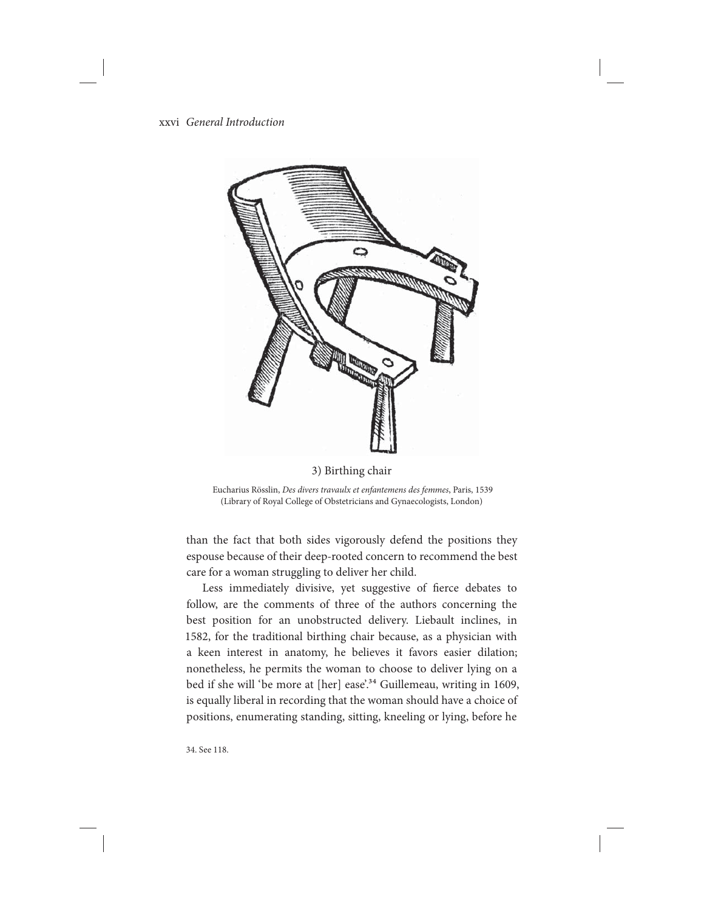3) Birthing chair

Eucharius Rösslin, *Des divers travaulx et enfantemens des femmes*, Paris, 1539 (Library of Royal College of Obstetricians and Gynaecologists, London)

than the fact that both sides vigorously defend the positions they espouse because of their deep-rooted concern to recommend the best care for a woman struggling to deliver her child.

Less immediately divisive, yet suggestive of fierce debates to follow, are the comments of three of the authors concerning the best position for an unobstructed delivery. Liebault inclines, in 1582, for the traditional birthing chair because, as a physician with a keen interest in anatomy, he believes it favors easier dilation; nonetheless, he permits the woman to choose to deliver lying on a bed if she will 'be more at [her] ease'.[34] Guillemeau, writing in 1609, is equally liberal in recording that the woman should have a choice of positions, enumerating standing, sitting, kneeling or lying, before he

34. See 118.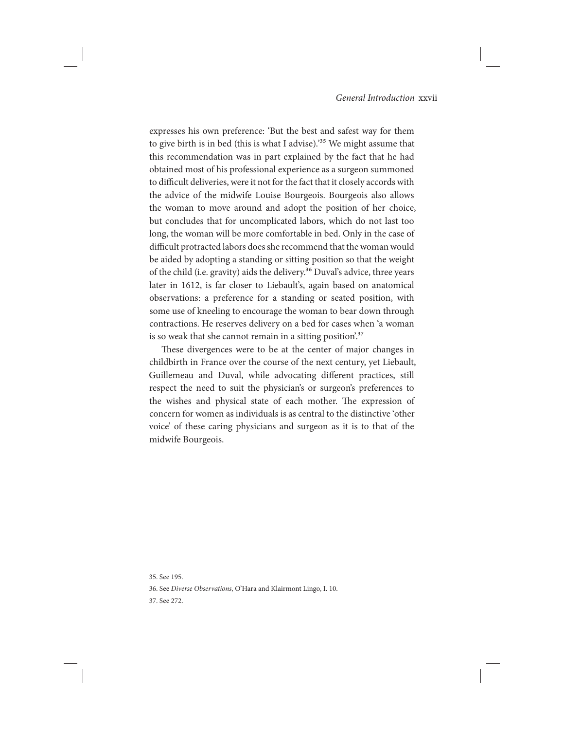expresses his own preference: 'But the best and safest way for them to give birth is in bed (this is what I advise).'[35] We might assume that this recommendation was in part explained by the fact that he had obtained most of his professional experience as a surgeon summoned to difficult deliveries, were it not for the fact that it closely accords with the advice of the midwife Louise Bourgeois. Bourgeois also allows the woman to move around and adopt the position of her choice, but concludes that for uncomplicated labors, which do not last too long, the woman will be more comfortable in bed. Only in the case of difficult protracted labors does she recommend that the woman would be aided by adopting a standing or sitting position so that the weight of the child (i.e. gravity) aids the delivery.[36] Duval's advice, three years later in 1612, is far closer to Liebault's, again based on anatomical observations: a preference for a standing or seated position, with some use of kneeling to encourage the woman to bear down through contractions. He reserves delivery on a bed for cases when 'a woman is so weak that she cannot remain in a sitting position'.[37]

These divergences were to be at the center of major changes in childbirth in France over the course of the next century, yet Liebault, Guillemeau and Duval, while advocating different practices, still respect the need to suit the physician's or surgeon's preferences to the wishes and physical state of each mother. The expression of concern for women as individuals is as central to the distinctive 'other voice' of these caring physicians and surgeon as it is to that of the midwife Bourgeois.

35. See 195.

36. See *Diverse Observations*, O'Hara and Klairmont Lingo, I. 10.

37. See 272.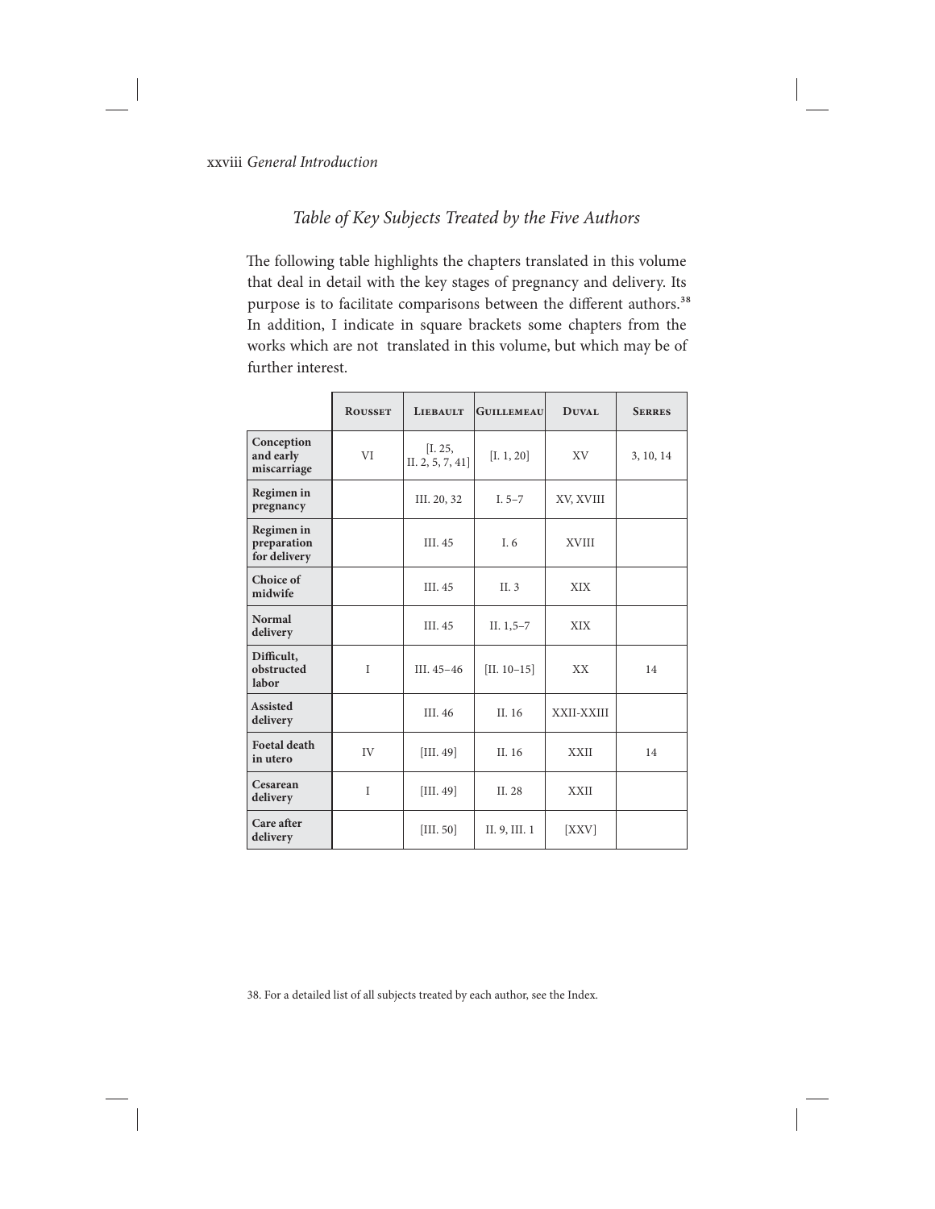## *Table of Key Subjects Treated by the Five Authors*

The following table highlights the chapters translated in this volume that deal in detail with the key stages of pregnancy and delivery. Its purpose is to facilitate comparisons between the different authors.[38] In addition, I indicate in square brackets some chapters from the works which are not translated in this volume, but which may be of further interest.

| | Rousset | Liebault | Guillemeau | Duval | Serres |
|---|---|---|---|---|---|
| **Conception and early miscarriage** | VI | [I. 25, II. 2, 5, 7, 41] | [I. 1, 20] | XV | 3, 10, 14 |
| **Regimen in pregnancy** | | III. 20, 32 | I. 5–7 | XV, XVIII | |
| **Regimen in preparation for delivery** | | III. 45 | I. 6 | XVIII | |
| **Choice of midwife** | | III. 45 | II. 3 | XIX | |
| **Normal delivery** | | III. 45 | II. 1,5–7 | XIX | |
| **Difficult, obstructed labor** | I | III. 45–46 | [II. 10–15] | XX | 14 |
| **Assisted delivery** | | III. 46 | II. 16 | XXII-XXIII | |
| **Foetal death in utero** | IV | [III. 49] | II. 16 | XXII | 14 |
| **Cesarean delivery** | I | [III. 49] | II. 28 | XXII | |
| **Care after delivery** | | [III. 50] | II. 9, III. 1 | [XXV] | |

38. For a detailed list of all subjects treated by each author, see the Index.